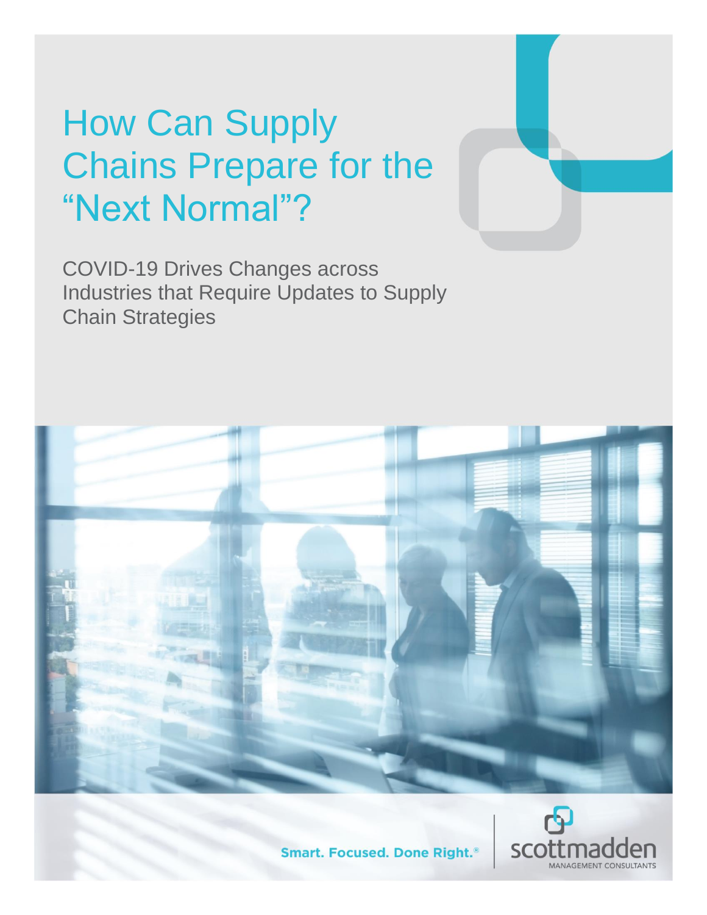# How Can Supply Chains Prepare for the "Next Normal"?

COVID-19 Drives Changes across Industries that Require Updates to Supply Chain Strategies

Smart. Focused. Done Right.®

scottmadden MANAGEMENT CONSULTANTS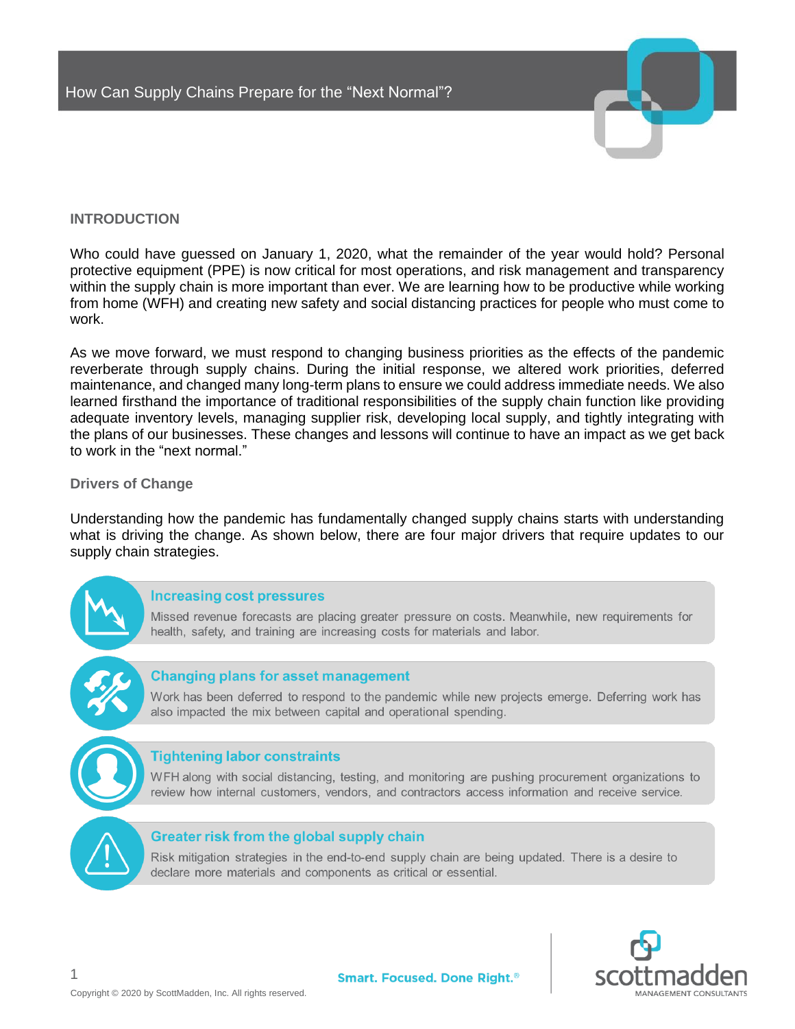# How Can Supply Chains Prepare for the "Next Normal"?

## INTRODUCTION

Who could have guessed on January 1, 2020, what the remainder of the year would hold? Personal protective equipment (PPE) is now critical for most operations, and risk management and transparency within the supply chain is more important than ever. We are learning how to be productive while working from home (WFH) and creating new safety and social distancing practices for people who must come to work.

As we move forward, we must respond to changing business priorities as the effects of the pandemic reverberate through supply chains. During the initial response, we altered work priorities, deferred maintenance, and changed many long-term plans to ensure we could address immediate needs. We also learned firsthand the importance of traditional responsibilities of the supply chain function like providing adequate inventory levels, managing supplier risk, developing local supply, and tightly integrating with the plans of our businesses. These changes and lessons will continue to have an impact as we get back to work in the "next normal."

### Drivers of Change

Understanding how the pandemic has fundamentally changed supply chains starts with understanding what is driving the change. As shown below, there are four major drivers that require updates to our supply chain strategies.

**Increasing cost pressures**

Missed revenue forecasts are placing greater pressure on costs. Meanwhile, new requirements for health, safety, and training are increasing costs for materials and labor.

**Changing plans for asset management**

Work has been deferred to respond to the pandemic while new projects emerge. Deferring work has also impacted the mix between capital and operational spending.

**Tightening labor constraints**

WFH along with social distancing, testing, and monitoring are pushing procurement organizations to review how internal customers, vendors, and contractors access information and receive service.

**Greater risk from the global supply chain**

Risk mitigation strategies in the end-to-end supply chain are being updated. There is a desire to declare more materials and components as critical or essential.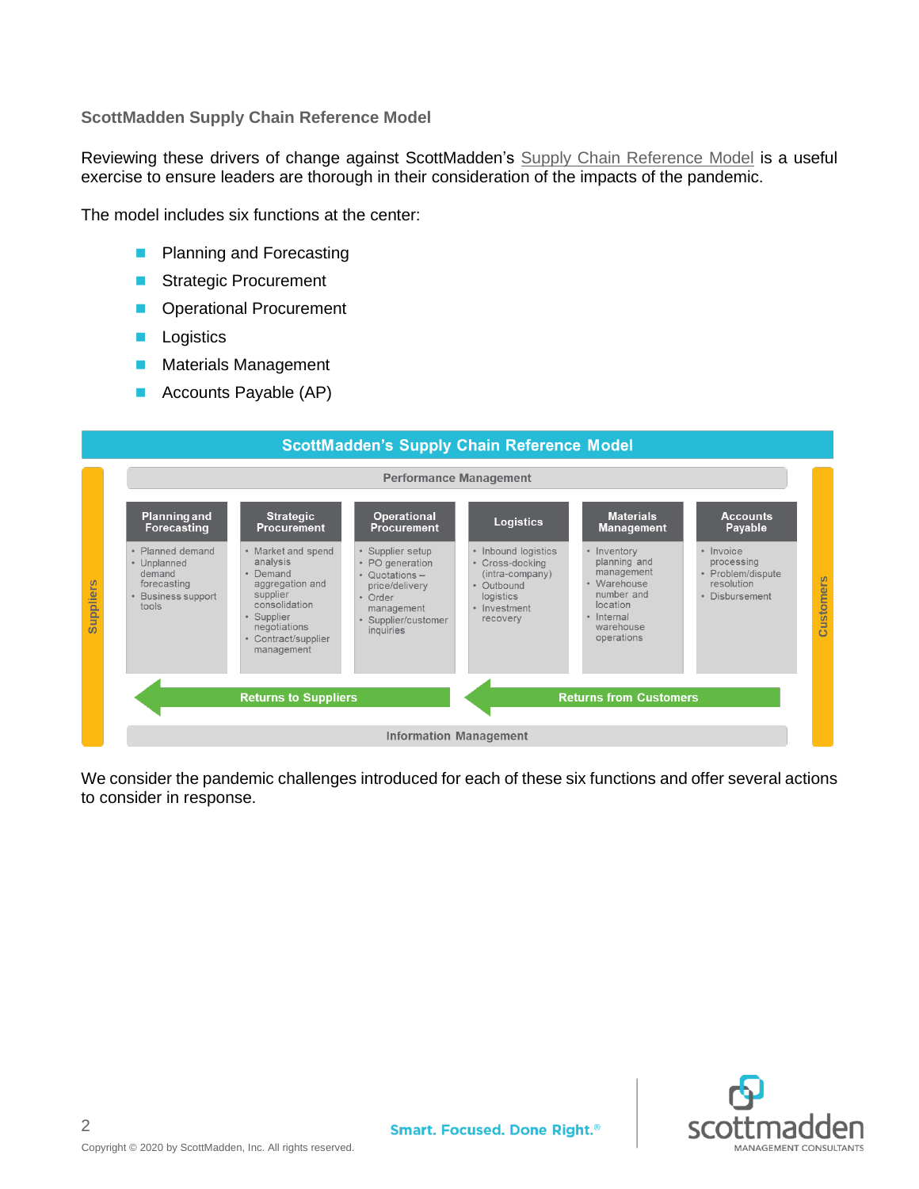### ScottMadden Supply Chain Reference Model

Reviewing these drivers of change against ScottMadden's Supply Chain Reference Model is a useful exercise to ensure leaders are thorough in their consideration of the impacts of the pandemic.

The model includes six functions at the center:

- Planning and Forecasting
- Strategic Procurement
- Operational Procurement
- Logistics
- Materials Management
- Accounts Payable (AP)

**ScottMadden's Supply Chain Reference Model**

Suppliers | Performance Management | Customers

| Planning and Forecasting | Strategic Procurement | Operational Procurement | Logistics | Materials Management | Accounts Payable |
|---|---|---|---|---|---|
| • Planned demand<br>• Unplanned demand forecasting<br>• Business support tools | • Market and spend analysis<br>• Demand aggregation and supplier consolidation<br>• Supplier negotiations<br>• Contract/supplier management | • Supplier setup<br>• PO generation<br>• Quotations – price/delivery<br>• Order management<br>• Supplier/customer inquiries | • Inbound logistics<br>• Cross-docking (intra-company)<br>• Outbound logistics<br>• Investment recovery | • Inventory planning and management<br>• Warehouse number and location<br>• Internal warehouse operations | • Invoice processing<br>• Problem/dispute resolution<br>• Disbursement |

Returns to Suppliers | Returns from Customers

Information Management

We consider the pandemic challenges introduced for each of these six functions and offer several actions to consider in response.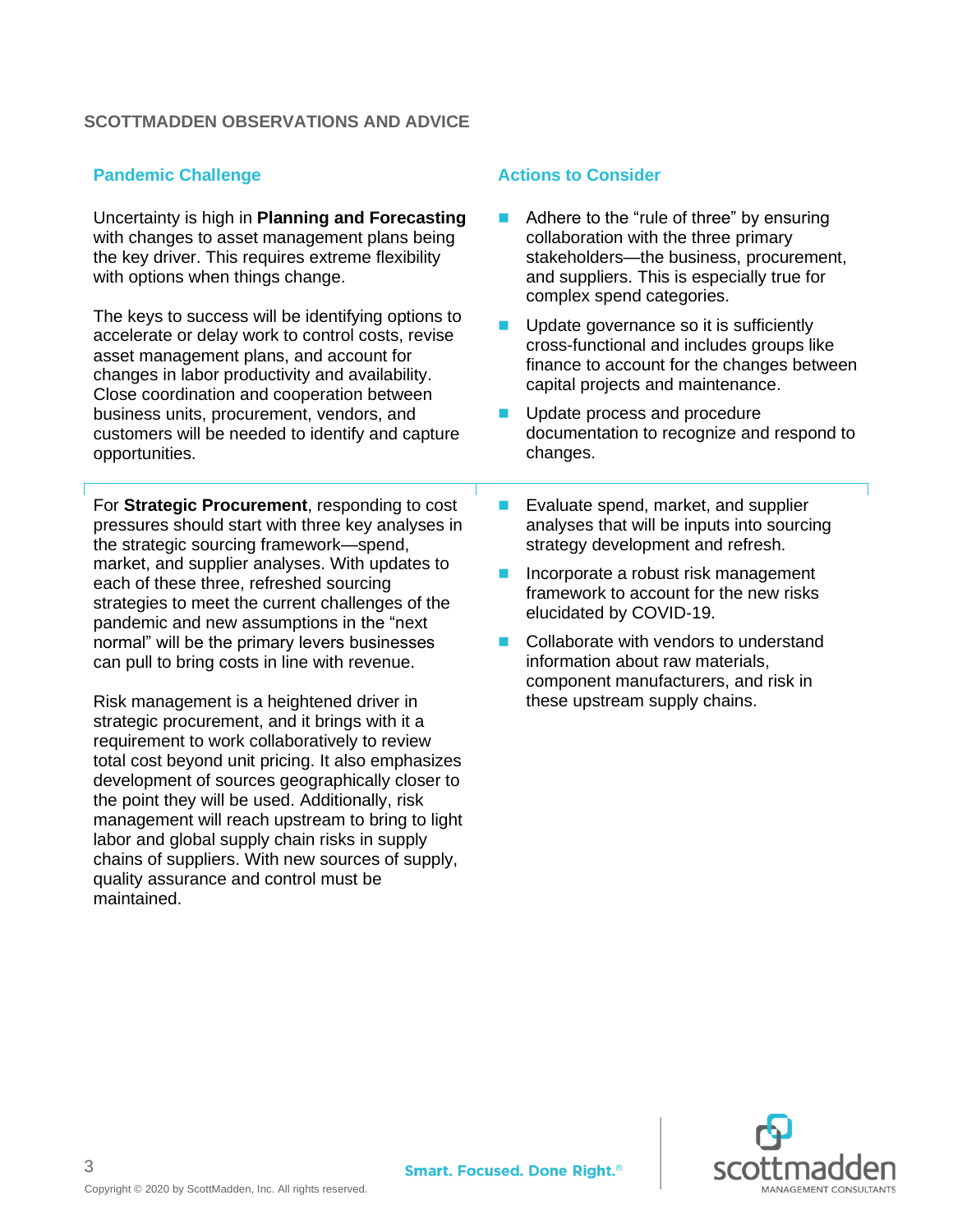## SCOTTMADDEN OBSERVATIONS AND ADVICE

| Pandemic Challenge | Actions to Consider |
| --- | --- |
| Uncertainty is high in **Planning and Forecasting** with changes to asset management plans being the key driver. This requires extreme flexibility with options when things change.<br><br>The keys to success will be identifying options to accelerate or delay work to control costs, revise asset management plans, and account for changes in labor productivity and availability. Close coordination and cooperation between business units, procurement, vendors, and customers will be needed to identify and capture opportunities. | - Adhere to the "rule of three" by ensuring collaboration with the three primary stakeholders—the business, procurement, and suppliers. This is especially true for complex spend categories.<br>- Update governance so it is sufficiently cross-functional and includes groups like finance to account for the changes between capital projects and maintenance.<br>- Update process and procedure documentation to recognize and respond to changes. |
| For **Strategic Procurement**, responding to cost pressures should start with three key analyses in the strategic sourcing framework—spend, market, and supplier analyses. With updates to each of these three, refreshed sourcing strategies to meet the current challenges of the pandemic and new assumptions in the "next normal" will be the primary levers businesses can pull to bring costs in line with revenue.<br><br>Risk management is a heightened driver in strategic procurement, and it brings with it a requirement to work collaboratively to review total cost beyond unit pricing. It also emphasizes development of sources geographically closer to the point they will be used. Additionally, risk management will reach upstream to bring to light labor and global supply chain risks in supply chains of suppliers. With new sources of supply, quality assurance and control must be maintained. | - Evaluate spend, market, and supplier analyses that will be inputs into sourcing strategy development and refresh.<br>- Incorporate a robust risk management framework to account for the new risks elucidated by COVID-19.<br>- Collaborate with vendors to understand information about raw materials, component manufacturers, and risk in these upstream supply chains. |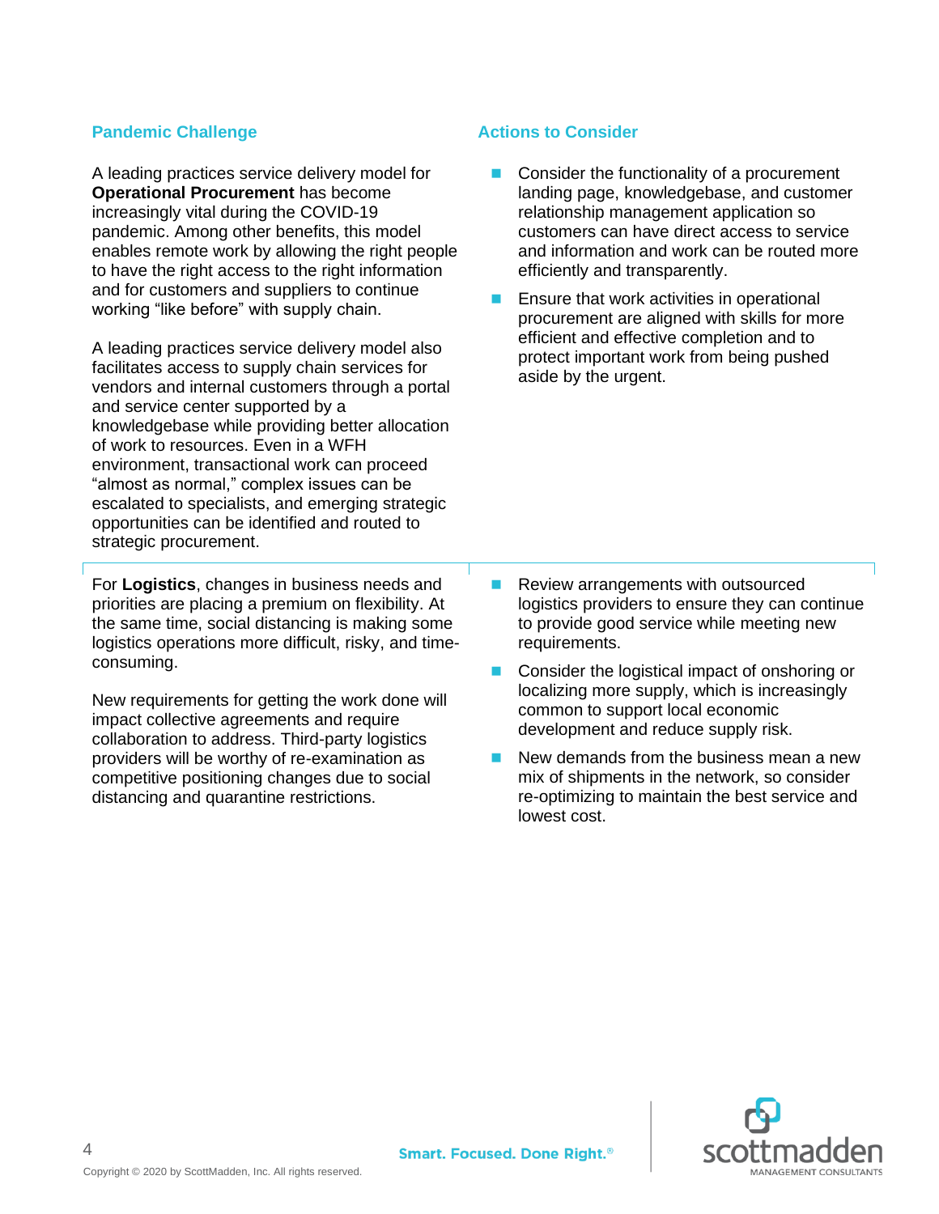| Pandemic Challenge | Actions to Consider |
| --- | --- |
| A leading practices service delivery model for **Operational Procurement** has become increasingly vital during the COVID-19 pandemic. Among other benefits, this model enables remote work by allowing the right people to have the right access to the right information and for customers and suppliers to continue working "like before" with supply chain.<br><br>A leading practices service delivery model also facilitates access to supply chain services for vendors and internal customers through a portal and service center supported by a knowledgebase while providing better allocation of work to resources. Even in a WFH environment, transactional work can proceed "almost as normal," complex issues can be escalated to specialists, and emerging strategic opportunities can be identified and routed to strategic procurement. | • Consider the functionality of a procurement landing page, knowledgebase, and customer relationship management application so customers can have direct access to service and information and work can be routed more efficiently and transparently.<br>• Ensure that work activities in operational procurement are aligned with skills for more efficient and effective completion and to protect important work from being pushed aside by the urgent. |
| For **Logistics**, changes in business needs and priorities are placing a premium on flexibility. At the same time, social distancing is making some logistics operations more difficult, risky, and time-consuming.<br><br>New requirements for getting the work done will impact collective agreements and require collaboration to address. Third-party logistics providers will be worthy of re-examination as competitive positioning changes due to social distancing and quarantine restrictions. | • Review arrangements with outsourced logistics providers to ensure they can continue to provide good service while meeting new requirements.<br>• Consider the logistical impact of onshoring or localizing more supply, which is increasingly common to support local economic development and reduce supply risk.<br>• New demands from the business mean a new mix of shipments in the network, so consider re-optimizing to maintain the best service and lowest cost. |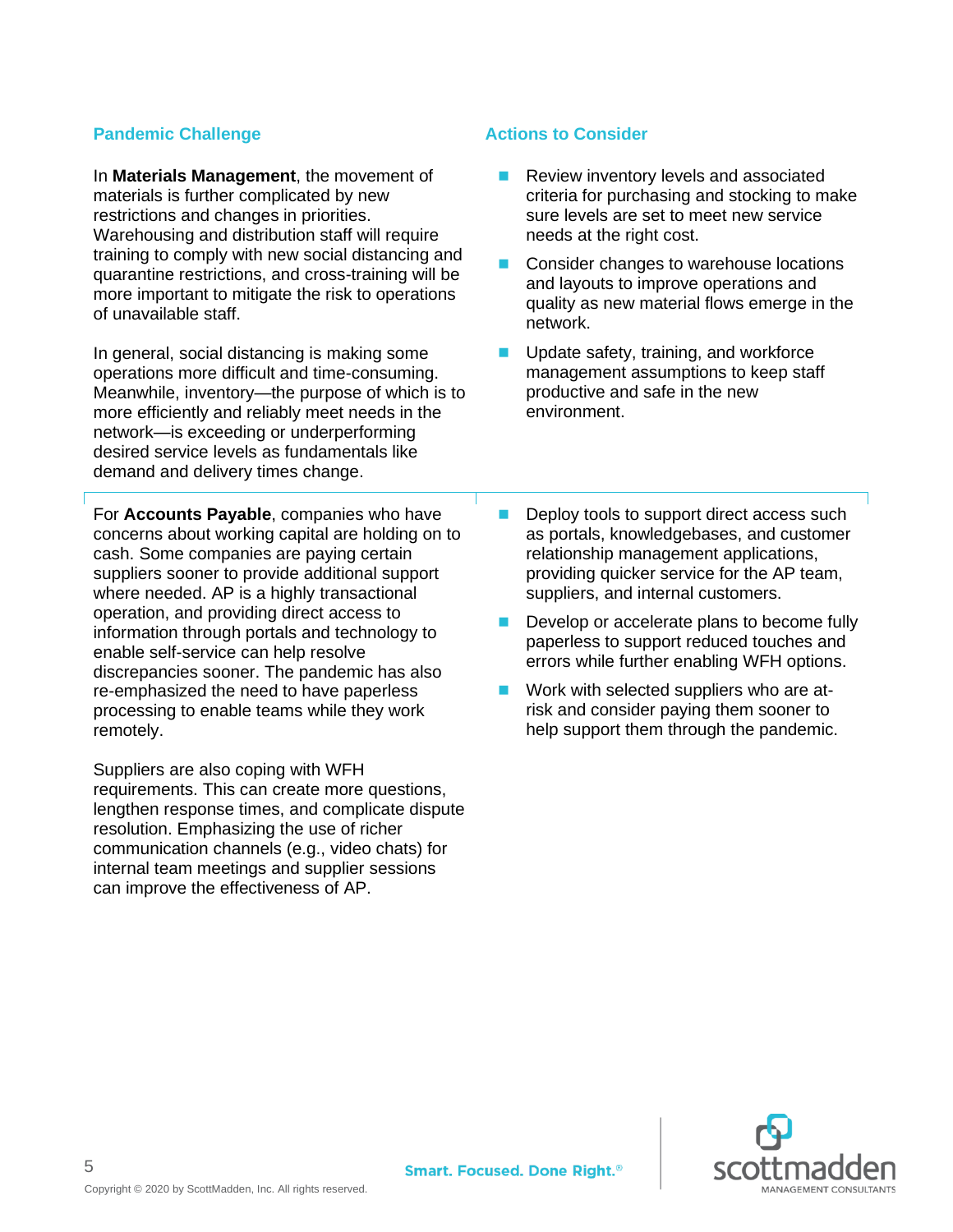| Pandemic Challenge | Actions to Consider |
| --- | --- |
| In **Materials Management**, the movement of materials is further complicated by new restrictions and changes in priorities. Warehousing and distribution staff will require training to comply with new social distancing and quarantine restrictions, and cross-training will be more important to mitigate the risk to operations of unavailable staff.<br><br>In general, social distancing is making some operations more difficult and time-consuming. Meanwhile, inventory—the purpose of which is to more efficiently and reliably meet needs in the network—is exceeding or underperforming desired service levels as fundamentals like demand and delivery times change. | - Review inventory levels and associated criteria for purchasing and stocking to make sure levels are set to meet new service needs at the right cost.<br>- Consider changes to warehouse locations and layouts to improve operations and quality as new material flows emerge in the network.<br>- Update safety, training, and workforce management assumptions to keep staff productive and safe in the new environment. |
| For **Accounts Payable**, companies who have concerns about working capital are holding on to cash. Some companies are paying certain suppliers sooner to provide additional support where needed. AP is a highly transactional operation, and providing direct access to information through portals and technology to enable self-service can help resolve discrepancies sooner. The pandemic has also re-emphasized the need to have paperless processing to enable teams while they work remotely.<br><br>Suppliers are also coping with WFH requirements. This can create more questions, lengthen response times, and complicate dispute resolution. Emphasizing the use of richer communication channels (e.g., video chats) for internal team meetings and supplier sessions can improve the effectiveness of AP. | - Deploy tools to support direct access such as portals, knowledgebases, and customer relationship management applications, providing quicker service for the AP team, suppliers, and internal customers.<br>- Develop or accelerate plans to become fully paperless to support reduced touches and errors while further enabling WFH options.<br>- Work with selected suppliers who are at-risk and consider paying them sooner to help support them through the pandemic. |

Copyright © 2020 by ScottMadden, Inc. All rights reserved.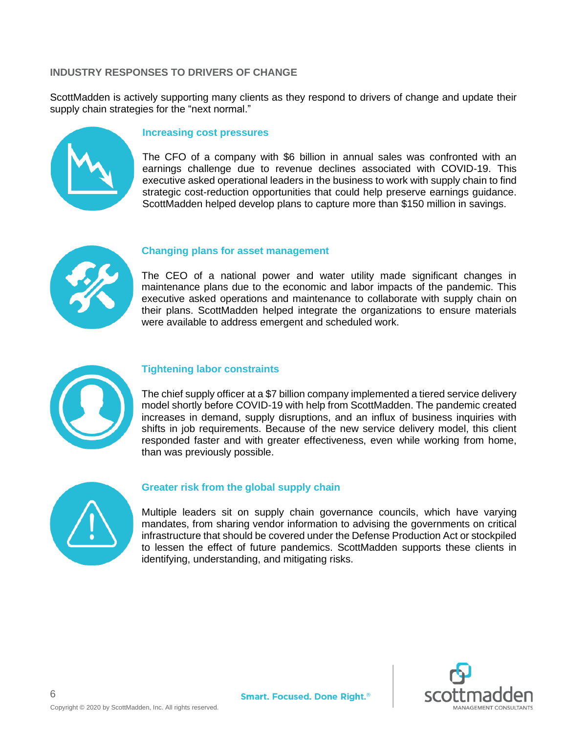## INDUSTRY RESPONSES TO DRIVERS OF CHANGE

ScottMadden is actively supporting many clients as they respond to drivers of change and update their supply chain strategies for the "next normal."

### Increasing cost pressures

The CFO of a company with $6 billion in annual sales was confronted with an earnings challenge due to revenue declines associated with COVID-19. This executive asked operational leaders in the business to work with supply chain to find strategic cost-reduction opportunities that could help preserve earnings guidance. ScottMadden helped develop plans to capture more than $150 million in savings.

### Changing plans for asset management

The CEO of a national power and water utility made significant changes in maintenance plans due to the economic and labor impacts of the pandemic. This executive asked operations and maintenance to collaborate with supply chain on their plans. ScottMadden helped integrate the organizations to ensure materials were available to address emergent and scheduled work.

### Tightening labor constraints

The chief supply officer at a $7 billion company implemented a tiered service delivery model shortly before COVID-19 with help from ScottMadden. The pandemic created increases in demand, supply disruptions, and an influx of business inquiries with shifts in job requirements. Because of the new service delivery model, this client responded faster and with greater effectiveness, even while working from home, than was previously possible.

### Greater risk from the global supply chain

Multiple leaders sit on supply chain governance councils, which have varying mandates, from sharing vendor information to advising the governments on critical infrastructure that should be covered under the Defense Production Act or stockpiled to lessen the effect of future pandemics. ScottMadden supports these clients in identifying, understanding, and mitigating risks.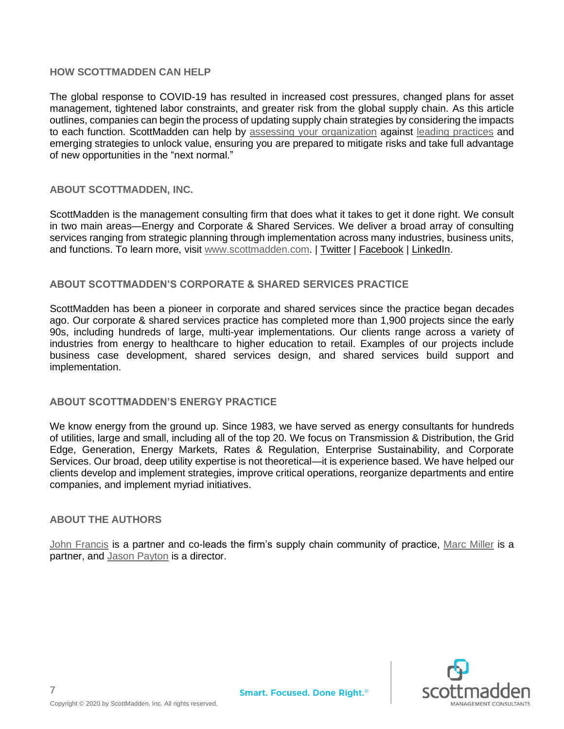## HOW SCOTTMADDEN CAN HELP

The global response to COVID-19 has resulted in increased cost pressures, changed plans for asset management, tightened labor constraints, and greater risk from the global supply chain. As this article outlines, companies can begin the process of updating supply chain strategies by considering the impacts to each function. ScottMadden can help by assessing your organization against leading practices and emerging strategies to unlock value, ensuring you are prepared to mitigate risks and take full advantage of new opportunities in the "next normal."

## ABOUT SCOTTMADDEN, INC.

ScottMadden is the management consulting firm that does what it takes to get it done right. We consult in two main areas—Energy and Corporate & Shared Services. We deliver a broad array of consulting services ranging from strategic planning through implementation across many industries, business units, and functions. To learn more, visit www.scottmadden.com. | Twitter | Facebook | LinkedIn.

## ABOUT SCOTTMADDEN'S CORPORATE & SHARED SERVICES PRACTICE

ScottMadden has been a pioneer in corporate and shared services since the practice began decades ago. Our corporate & shared services practice has completed more than 1,900 projects since the early 90s, including hundreds of large, multi-year implementations. Our clients range across a variety of industries from energy to healthcare to higher education to retail. Examples of our projects include business case development, shared services design, and shared services build support and implementation.

## ABOUT SCOTTMADDEN'S ENERGY PRACTICE

We know energy from the ground up. Since 1983, we have served as energy consultants for hundreds of utilities, large and small, including all of the top 20. We focus on Transmission & Distribution, the Grid Edge, Generation, Energy Markets, Rates & Regulation, Enterprise Sustainability, and Corporate Services. Our broad, deep utility expertise is not theoretical—it is experience based. We have helped our clients develop and implement strategies, improve critical operations, reorganize departments and entire companies, and implement myriad initiatives.

## ABOUT THE AUTHORS

John Francis is a partner and co-leads the firm's supply chain community of practice, Marc Miller is a partner, and Jason Payton is a director.